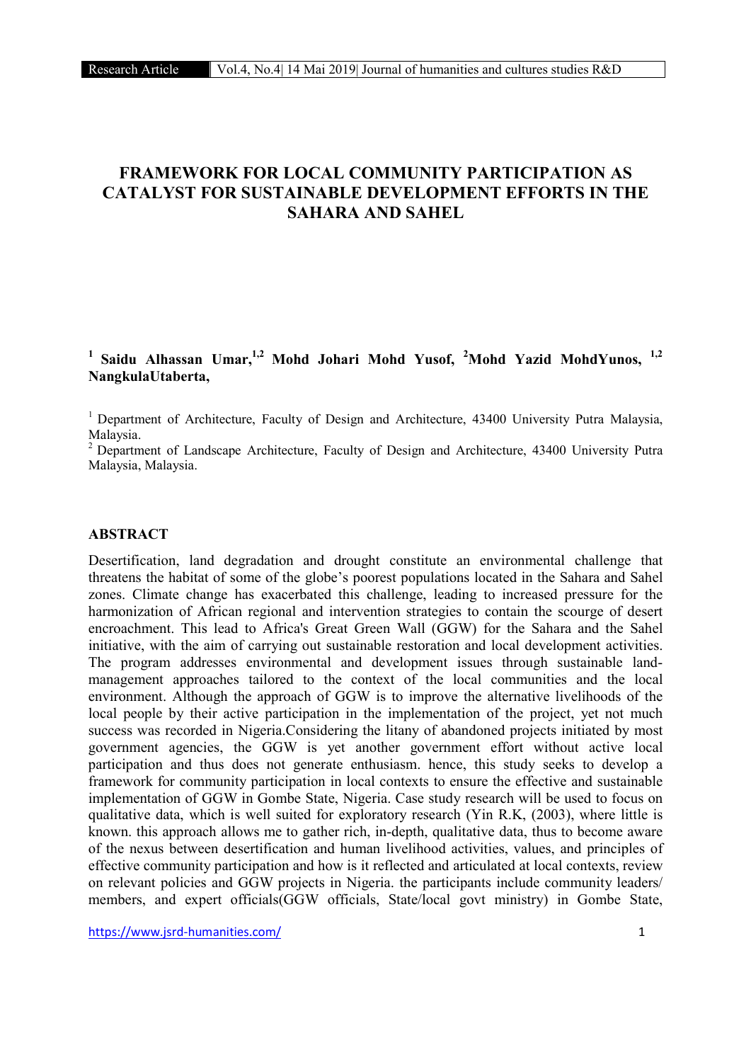# FRAMEWORK FOR LOCAL COMMUNITY PARTICIPATION AS CATALYST FOR SUSTAINABLE DEVELOPMENT EFFORTS IN THE SAHARA AND SAHEL

**[1] Saidu Alhassan Umar,[1,2] Mohd Johari Mohd Yusof, [2]Mohd Yazid MohdYunos, [1,2] NangkulaUtaberta,**

[1] Department of Architecture, Faculty of Design and Architecture, 43400 University Putra Malaysia, Malaysia.

[2] Department of Landscape Architecture, Faculty of Design and Architecture, 43400 University Putra Malaysia, Malaysia.

## ABSTRACT

Desertification, land degradation and drought constitute an environmental challenge that threatens the habitat of some of the globe's poorest populations located in the Sahara and Sahel zones. Climate change has exacerbated this challenge, leading to increased pressure for the harmonization of African regional and intervention strategies to contain the scourge of desert encroachment. This lead to Africa's Great Green Wall (GGW) for the Sahara and the Sahel initiative, with the aim of carrying out sustainable restoration and local development activities. The program addresses environmental and development issues through sustainable land-management approaches tailored to the context of the local communities and the local environment. Although the approach of GGW is to improve the alternative livelihoods of the local people by their active participation in the implementation of the project, yet not much success was recorded in Nigeria.Considering the litany of abandoned projects initiated by most government agencies, the GGW is yet another government effort without active local participation and thus does not generate enthusiasm. hence, this study seeks to develop a framework for community participation in local contexts to ensure the effective and sustainable implementation of GGW in Gombe State, Nigeria. Case study research will be used to focus on qualitative data, which is well suited for exploratory research (Yin R.K, (2003), where little is known. this approach allows me to gather rich, in-depth, qualitative data, thus to become aware of the nexus between desertification and human livelihood activities, values, and principles of effective community participation and how is it reflected and articulated at local contexts, review on relevant policies and GGW projects in Nigeria. the participants include community leaders/ members, and expert officials(GGW officials, State/local govt ministry) in Gombe State,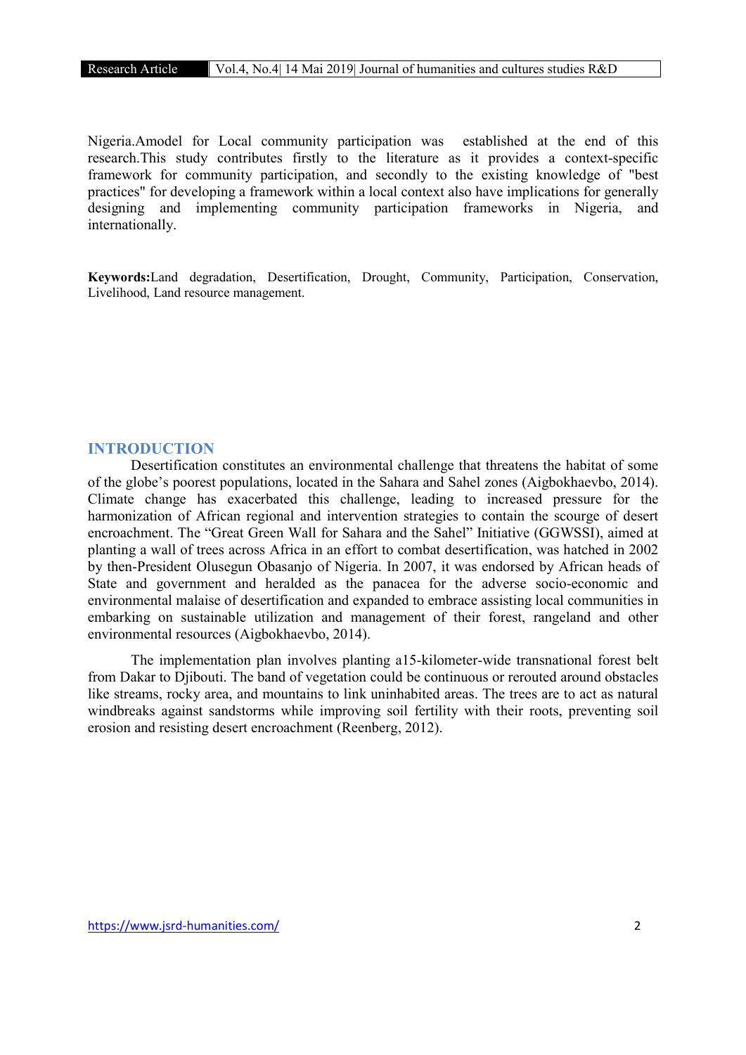Nigeria.Amodel for Local community participation was established at the end of this research.This study contributes firstly to the literature as it provides a context-specific framework for community participation, and secondly to the existing knowledge of "best practices" for developing a framework within a local context also have implications for generally designing and implementing community participation frameworks in Nigeria, and internationally.

**Keywords:**Land degradation, Desertification, Drought, Community, Participation, Conservation, Livelihood, Land resource management.

## INTRODUCTION

Desertification constitutes an environmental challenge that threatens the habitat of some of the globe's poorest populations, located in the Sahara and Sahel zones (Aigbokhaevbo, 2014). Climate change has exacerbated this challenge, leading to increased pressure for the harmonization of African regional and intervention strategies to contain the scourge of desert encroachment. The "Great Green Wall for Sahara and the Sahel" Initiative (GGWSSI), aimed at planting a wall of trees across Africa in an effort to combat desertification, was hatched in 2002 by then-President Olusegun Obasanjo of Nigeria. In 2007, it was endorsed by African heads of State and government and heralded as the panacea for the adverse socio-economic and environmental malaise of desertification and expanded to embrace assisting local communities in embarking on sustainable utilization and management of their forest, rangeland and other environmental resources (Aigbokhaevbo, 2014).

The implementation plan involves planting a15-kilometer-wide transnational forest belt from Dakar to Djibouti. The band of vegetation could be continuous or rerouted around obstacles like streams, rocky area, and mountains to link uninhabited areas. The trees are to act as natural windbreaks against sandstorms while improving soil fertility with their roots, preventing soil erosion and resisting desert encroachment (Reenberg, 2012).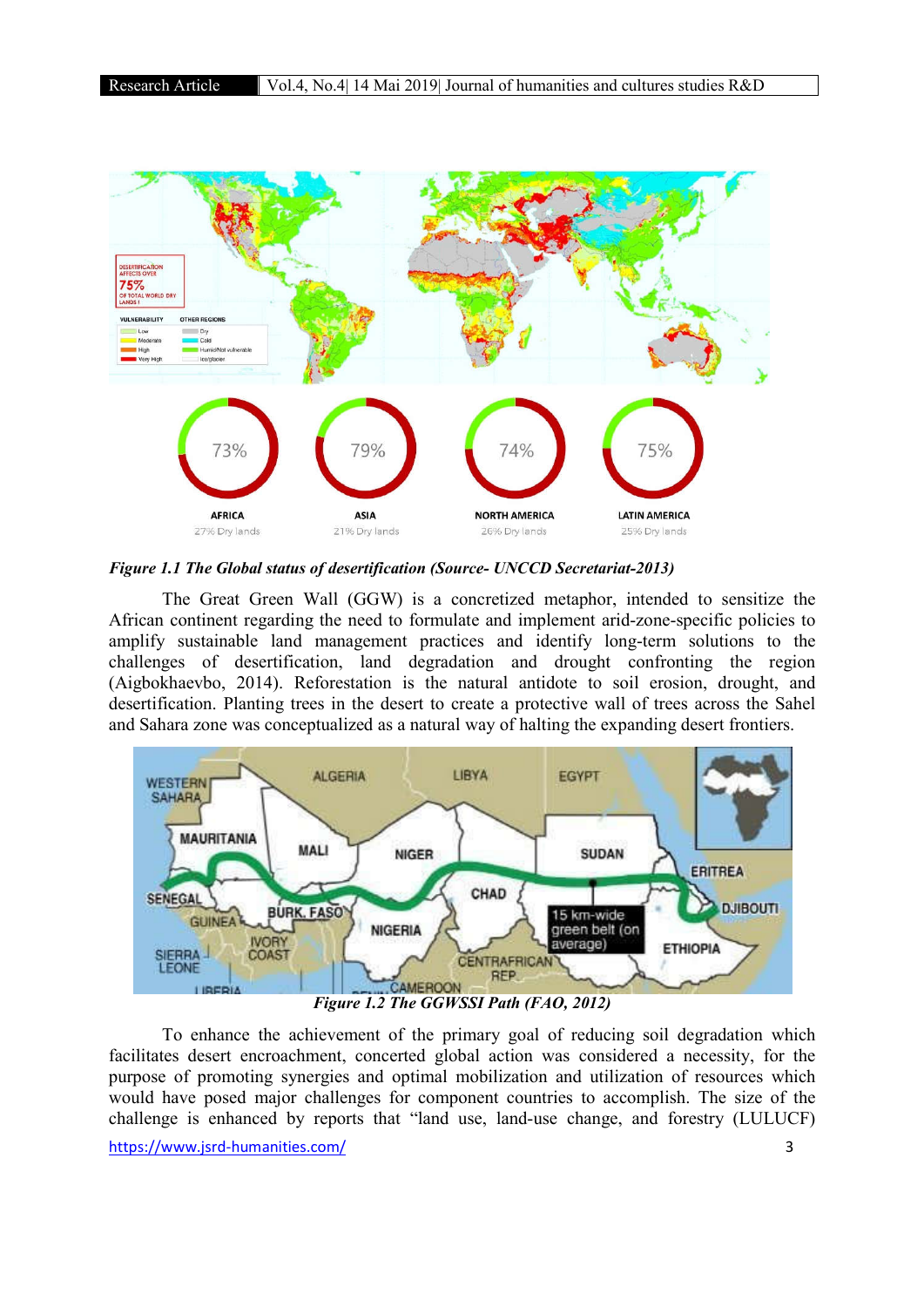*Figure 1.1 The Global status of desertification (Source- UNCCD Secretariat-2013)*

The Great Green Wall (GGW) is a concretized metaphor, intended to sensitize the African continent regarding the need to formulate and implement arid-zone-specific policies to amplify sustainable land management practices and identify long-term solutions to the challenges of desertification, land degradation and drought confronting the region (Aigbokhaevbo, 2014). Reforestation is the natural antidote to soil erosion, drought, and desertification. Planting trees in the desert to create a protective wall of trees across the Sahel and Sahara zone was conceptualized as a natural way of halting the expanding desert frontiers.

*Figure 1.2 The GGWSSI Path (FAO, 2012)*

To enhance the achievement of the primary goal of reducing soil degradation which facilitates desert encroachment, concerted global action was considered a necessity, for the purpose of promoting synergies and optimal mobilization and utilization of resources which would have posed major challenges for component countries to accomplish. The size of the challenge is enhanced by reports that “land use, land-use change, and forestry (LULUCF)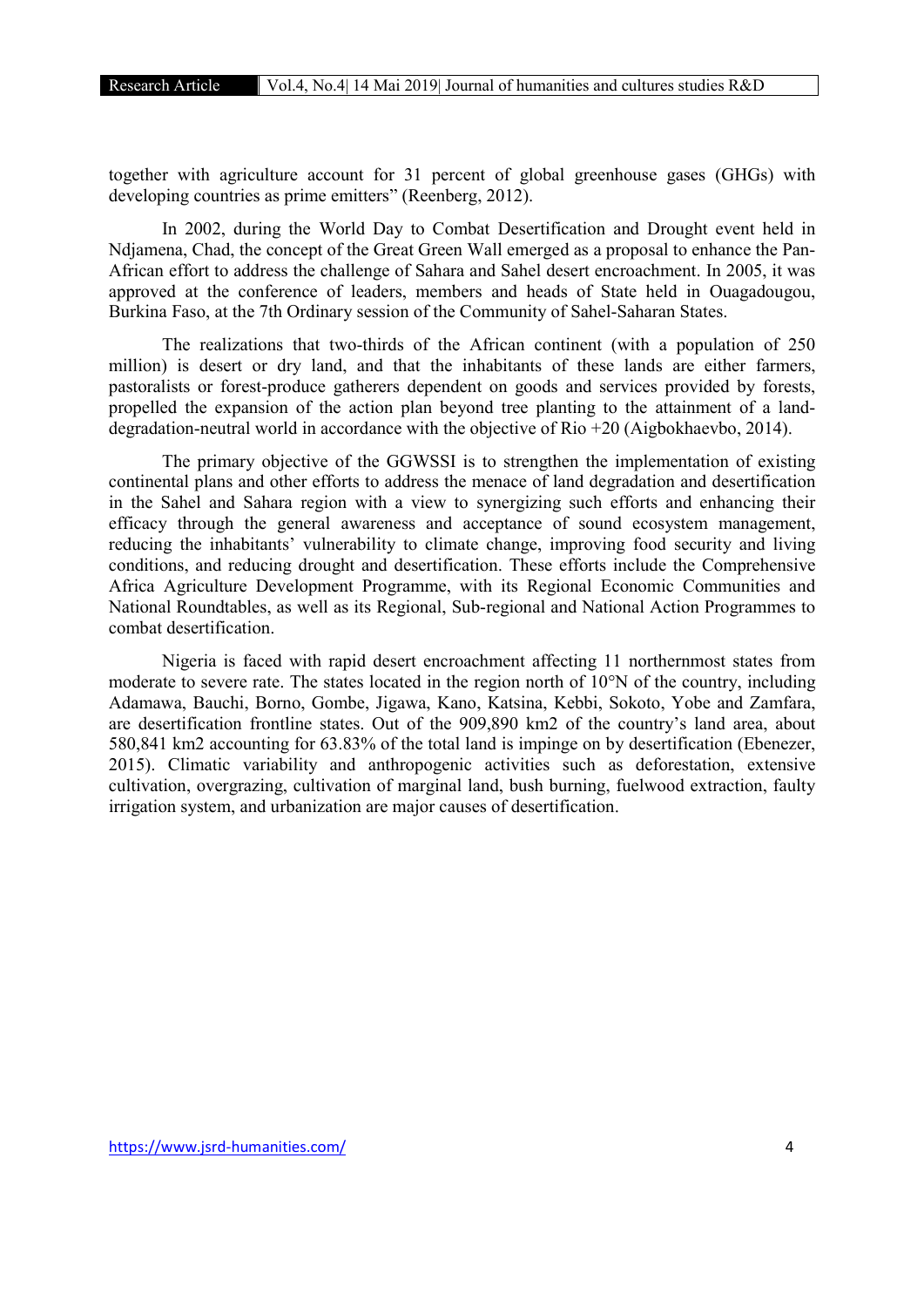together with agriculture account for 31 percent of global greenhouse gases (GHGs) with developing countries as prime emitters" (Reenberg, 2012).

In 2002, during the World Day to Combat Desertification and Drought event held in Ndjamena, Chad, the concept of the Great Green Wall emerged as a proposal to enhance the Pan-African effort to address the challenge of Sahara and Sahel desert encroachment. In 2005, it was approved at the conference of leaders, members and heads of State held in Ouagadougou, Burkina Faso, at the 7th Ordinary session of the Community of Sahel-Saharan States.

The realizations that two-thirds of the African continent (with a population of 250 million) is desert or dry land, and that the inhabitants of these lands are either farmers, pastoralists or forest-produce gatherers dependent on goods and services provided by forests, propelled the expansion of the action plan beyond tree planting to the attainment of a land-degradation-neutral world in accordance with the objective of Rio +20 (Aigbokhaevbo, 2014).

The primary objective of the GGWSSI is to strengthen the implementation of existing continental plans and other efforts to address the menace of land degradation and desertification in the Sahel and Sahara region with a view to synergizing such efforts and enhancing their efficacy through the general awareness and acceptance of sound ecosystem management, reducing the inhabitants' vulnerability to climate change, improving food security and living conditions, and reducing drought and desertification. These efforts include the Comprehensive Africa Agriculture Development Programme, with its Regional Economic Communities and National Roundtables, as well as its Regional, Sub-regional and National Action Programmes to combat desertification.

Nigeria is faced with rapid desert encroachment affecting 11 northernmost states from moderate to severe rate. The states located in the region north of 10°N of the country, including Adamawa, Bauchi, Borno, Gombe, Jigawa, Kano, Katsina, Kebbi, Sokoto, Yobe and Zamfara, are desertification frontline states. Out of the 909,890 km2 of the country's land area, about 580,841 km2 accounting for 63.83% of the total land is impinge on by desertification (Ebenezer, 2015). Climatic variability and anthropogenic activities such as deforestation, extensive cultivation, overgrazing, cultivation of marginal land, bush burning, fuelwood extraction, faulty irrigation system, and urbanization are major causes of desertification.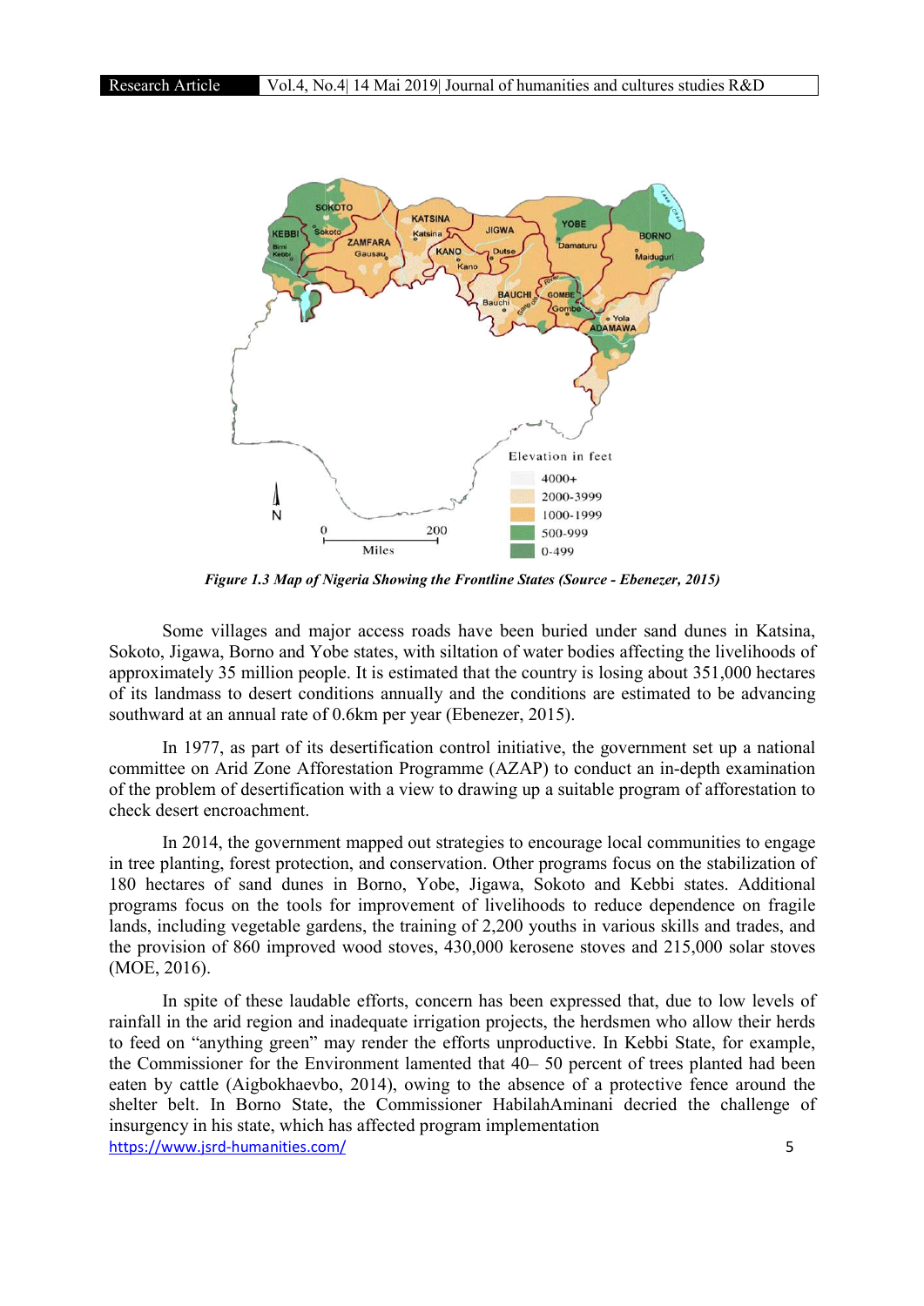*Figure 1.3 Map of Nigeria Showing the Frontline States (Source - Ebenezer, 2015)*

Some villages and major access roads have been buried under sand dunes in Katsina, Sokoto, Jigawa, Borno and Yobe states, with siltation of water bodies affecting the livelihoods of approximately 35 million people. It is estimated that the country is losing about 351,000 hectares of its landmass to desert conditions annually and the conditions are estimated to be advancing southward at an annual rate of 0.6km per year (Ebenezer, 2015).

In 1977, as part of its desertification control initiative, the government set up a national committee on Arid Zone Afforestation Programme (AZAP) to conduct an in-depth examination of the problem of desertification with a view to drawing up a suitable program of afforestation to check desert encroachment.

In 2014, the government mapped out strategies to encourage local communities to engage in tree planting, forest protection, and conservation. Other programs focus on the stabilization of 180 hectares of sand dunes in Borno, Yobe, Jigawa, Sokoto and Kebbi states. Additional programs focus on the tools for improvement of livelihoods to reduce dependence on fragile lands, including vegetable gardens, the training of 2,200 youths in various skills and trades, and the provision of 860 improved wood stoves, 430,000 kerosene stoves and 215,000 solar stoves (MOE, 2016).

In spite of these laudable efforts, concern has been expressed that, due to low levels of rainfall in the arid region and inadequate irrigation projects, the herdsmen who allow their herds to feed on "anything green" may render the efforts unproductive. In Kebbi State, for example, the Commissioner for the Environment lamented that 40– 50 percent of trees planted had been eaten by cattle (Aigbokhaevbo, 2014), owing to the absence of a protective fence around the shelter belt. In Borno State, the Commissioner HabilahAminani decried the challenge of insurgency in his state, which has affected program implementation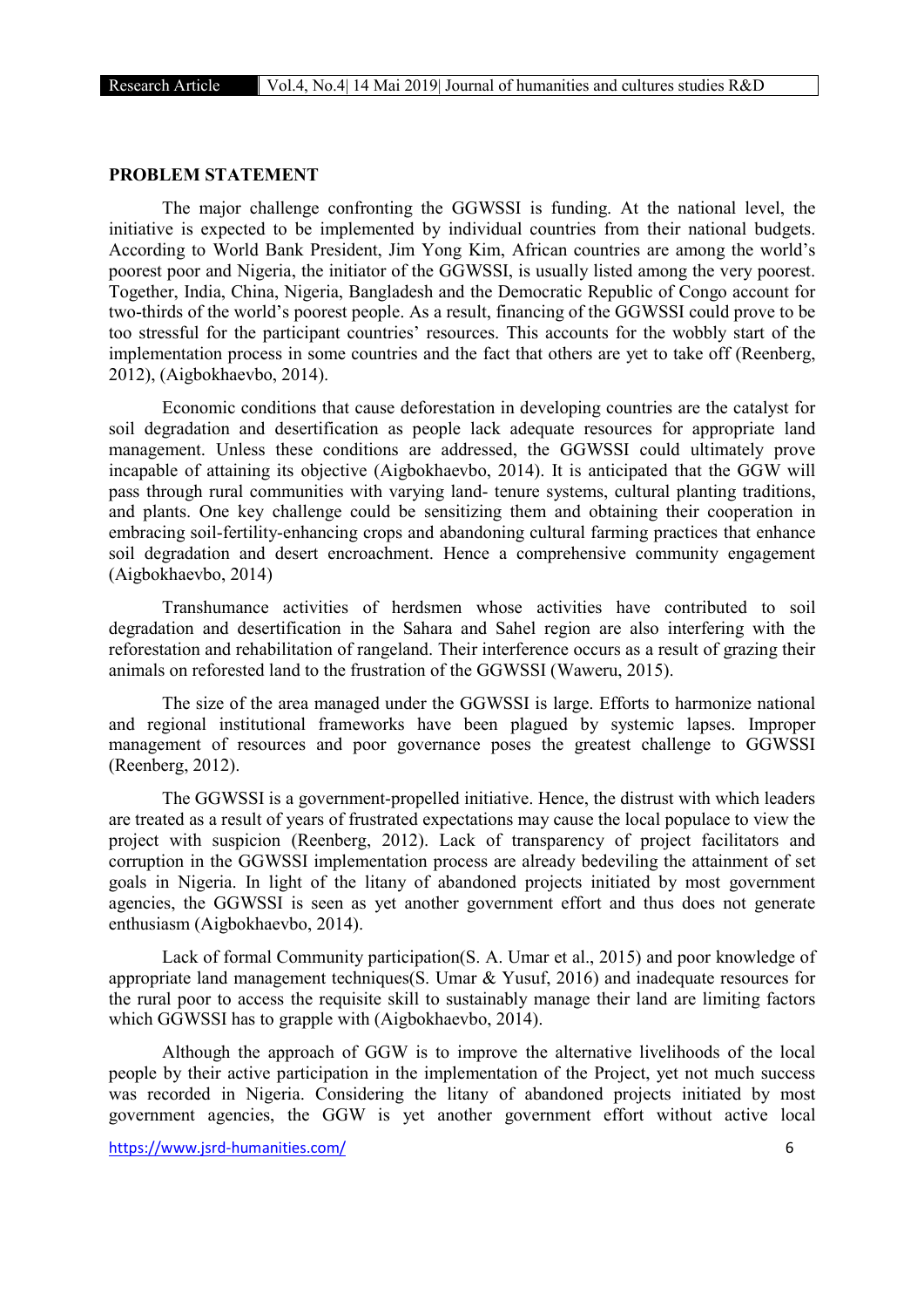## PROBLEM STATEMENT

The major challenge confronting the GGWSSI is funding. At the national level, the initiative is expected to be implemented by individual countries from their national budgets. According to World Bank President, Jim Yong Kim, African countries are among the world's poorest poor and Nigeria, the initiator of the GGWSSI, is usually listed among the very poorest. Together, India, China, Nigeria, Bangladesh and the Democratic Republic of Congo account for two-thirds of the world's poorest people. As a result, financing of the GGWSSI could prove to be too stressful for the participant countries' resources. This accounts for the wobbly start of the implementation process in some countries and the fact that others are yet to take off (Reenberg, 2012), (Aigbokhaevbo, 2014).

Economic conditions that cause deforestation in developing countries are the catalyst for soil degradation and desertification as people lack adequate resources for appropriate land management. Unless these conditions are addressed, the GGWSSI could ultimately prove incapable of attaining its objective (Aigbokhaevbo, 2014). It is anticipated that the GGW will pass through rural communities with varying land- tenure systems, cultural planting traditions, and plants. One key challenge could be sensitizing them and obtaining their cooperation in embracing soil-fertility-enhancing crops and abandoning cultural farming practices that enhance soil degradation and desert encroachment. Hence a comprehensive community engagement (Aigbokhaevbo, 2014)

Transhumance activities of herdsmen whose activities have contributed to soil degradation and desertification in the Sahara and Sahel region are also interfering with the reforestation and rehabilitation of rangeland. Their interference occurs as a result of grazing their animals on reforested land to the frustration of the GGWSSI (Waweru, 2015).

The size of the area managed under the GGWSSI is large. Efforts to harmonize national and regional institutional frameworks have been plagued by systemic lapses. Improper management of resources and poor governance poses the greatest challenge to GGWSSI (Reenberg, 2012).

The GGWSSI is a government-propelled initiative. Hence, the distrust with which leaders are treated as a result of years of frustrated expectations may cause the local populace to view the project with suspicion (Reenberg, 2012). Lack of transparency of project facilitators and corruption in the GGWSSI implementation process are already bedeviling the attainment of set goals in Nigeria. In light of the litany of abandoned projects initiated by most government agencies, the GGWSSI is seen as yet another government effort and thus does not generate enthusiasm (Aigbokhaevbo, 2014).

Lack of formal Community participation(S. A. Umar et al., 2015) and poor knowledge of appropriate land management techniques(S. Umar & Yusuf, 2016) and inadequate resources for the rural poor to access the requisite skill to sustainably manage their land are limiting factors which GGWSSI has to grapple with (Aigbokhaevbo, 2014).

Although the approach of GGW is to improve the alternative livelihoods of the local people by their active participation in the implementation of the Project, yet not much success was recorded in Nigeria. Considering the litany of abandoned projects initiated by most government agencies, the GGW is yet another government effort without active local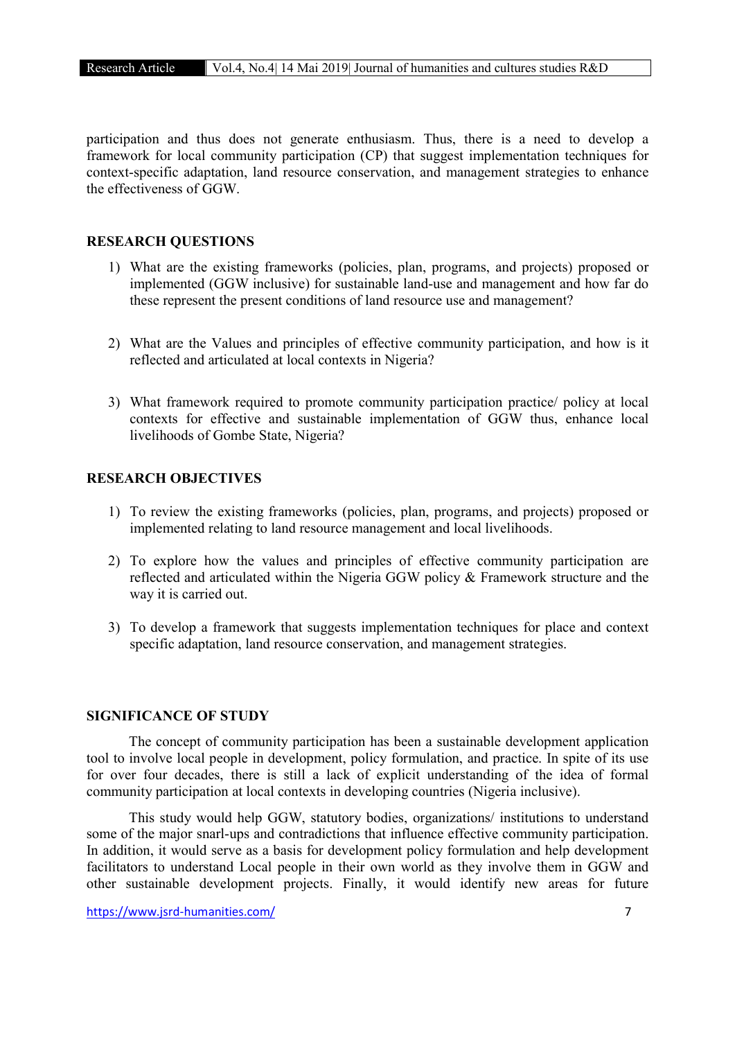participation and thus does not generate enthusiasm. Thus, there is a need to develop a framework for local community participation (CP) that suggest implementation techniques for context-specific adaptation, land resource conservation, and management strategies to enhance the effectiveness of GGW.

## RESEARCH QUESTIONS

1) What are the existing frameworks (policies, plan, programs, and projects) proposed or implemented (GGW inclusive) for sustainable land-use and management and how far do these represent the present conditions of land resource use and management?

2) What are the Values and principles of effective community participation, and how is it reflected and articulated at local contexts in Nigeria?

3) What framework required to promote community participation practice/ policy at local contexts for effective and sustainable implementation of GGW thus, enhance local livelihoods of Gombe State, Nigeria?

## RESEARCH OBJECTIVES

1) To review the existing frameworks (policies, plan, programs, and projects) proposed or implemented relating to land resource management and local livelihoods.

2) To explore how the values and principles of effective community participation are reflected and articulated within the Nigeria GGW policy & Framework structure and the way it is carried out.

3) To develop a framework that suggests implementation techniques for place and context specific adaptation, land resource conservation, and management strategies.

## SIGNIFICANCE OF STUDY

The concept of community participation has been a sustainable development application tool to involve local people in development, policy formulation, and practice. In spite of its use for over four decades, there is still a lack of explicit understanding of the idea of formal community participation at local contexts in developing countries (Nigeria inclusive).

This study would help GGW, statutory bodies, organizations/ institutions to understand some of the major snarl-ups and contradictions that influence effective community participation. In addition, it would serve as a basis for development policy formulation and help development facilitators to understand Local people in their own world as they involve them in GGW and other sustainable development projects. Finally, it would identify new areas for future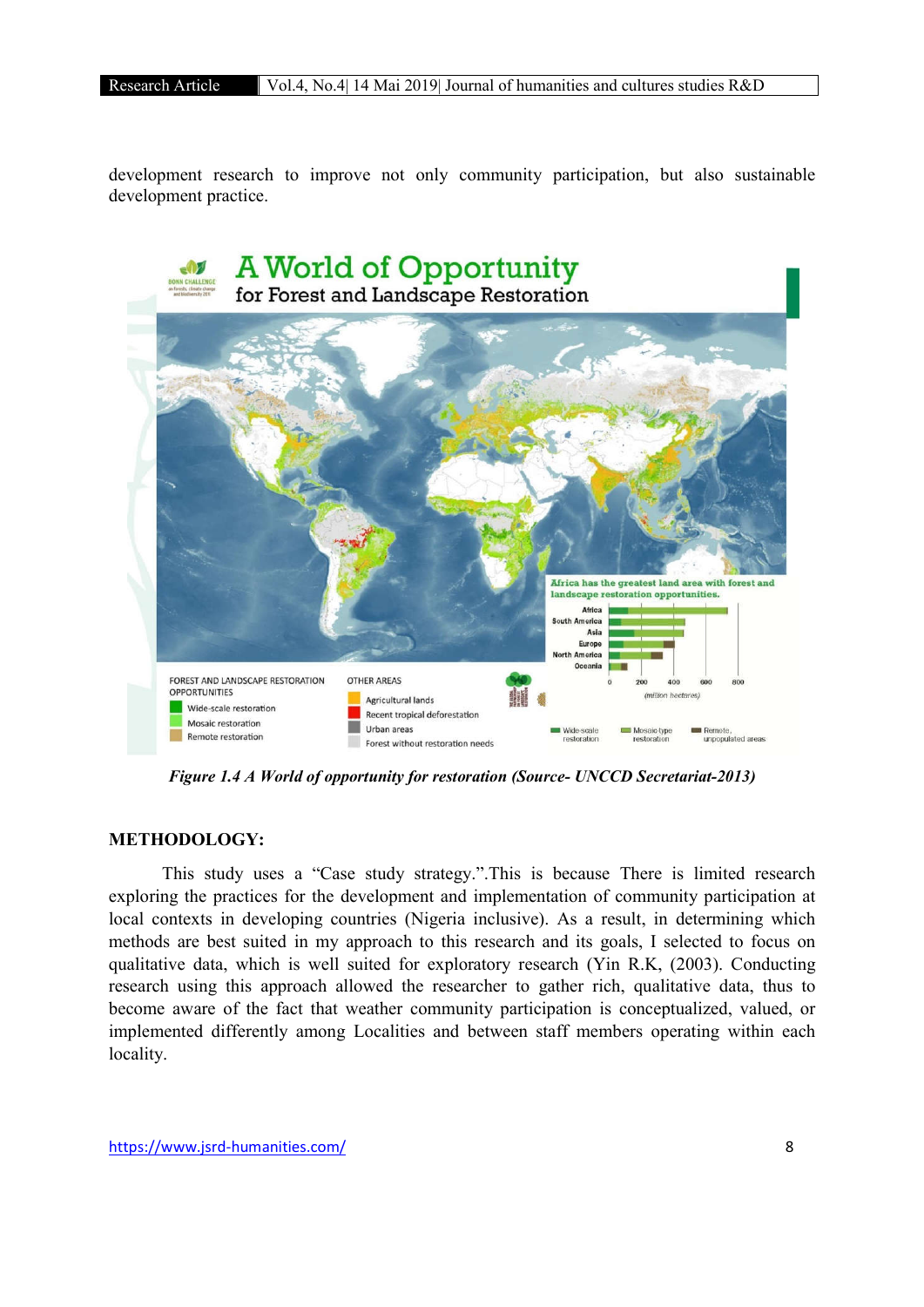development research to improve not only community participation, but also sustainable development practice.

*Figure 1.4 A World of opportunity for restoration (Source- UNCCD Secretariat-2013)*

## METHODOLOGY:

This study uses a "Case study strategy.".This is because There is limited research exploring the practices for the development and implementation of community participation at local contexts in developing countries (Nigeria inclusive). As a result, in determining which methods are best suited in my approach to this research and its goals, I selected to focus on qualitative data, which is well suited for exploratory research (Yin R.K, (2003). Conducting research using this approach allowed the researcher to gather rich, qualitative data, thus to become aware of the fact that weather community participation is conceptualized, valued, or implemented differently among Localities and between staff members operating within each locality.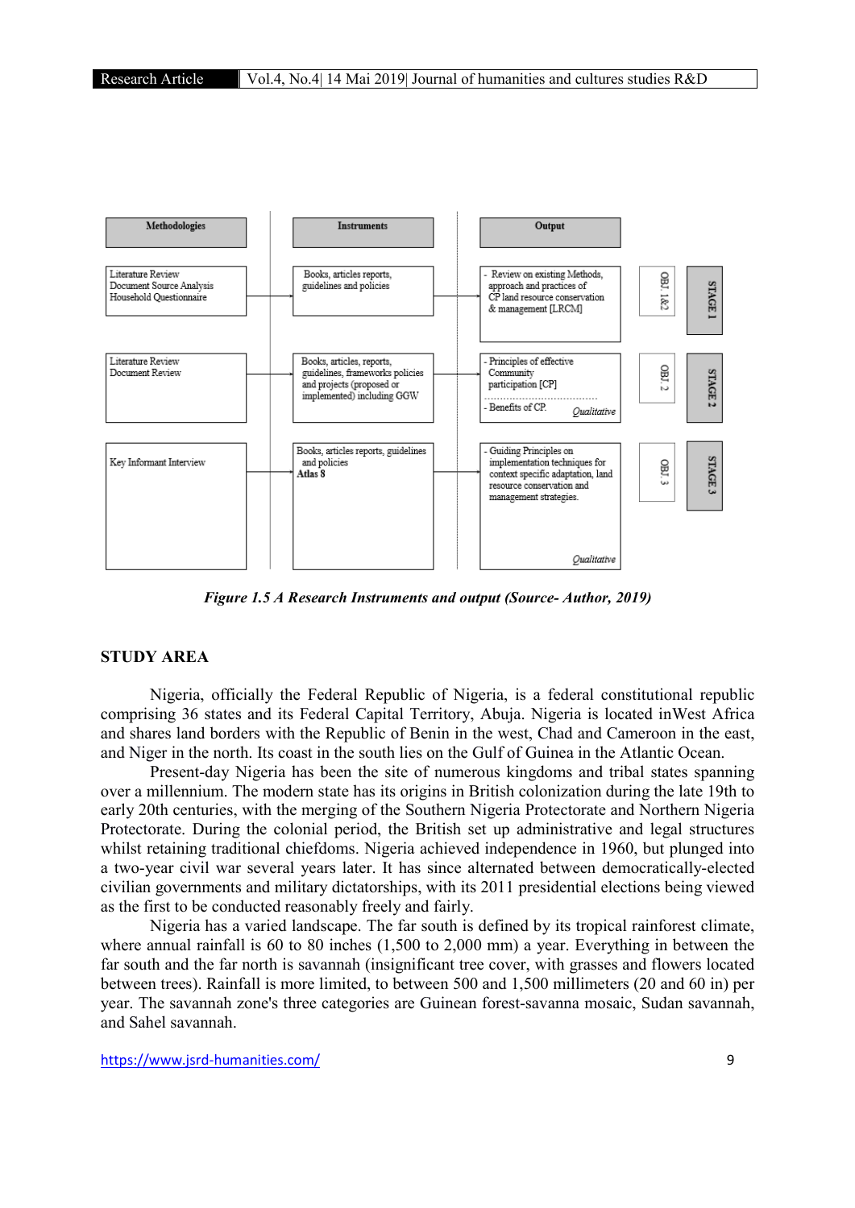| Methodologies | Instruments | Output | | |
|---|---|---|---|---|
| Literature Review<br>Document Source Analysis<br>Household Questionnaire | Books, articles reports, guidelines and policies | - Review on existing Methods, approach and practices of CP land resource conservation & management [LRCM] | OBJ. 1&2 | STAGE 1 |
| Literature Review<br>Document Review | Books, articles, reports, guidelines, frameworks policies and projects (proposed or implemented) including GGW | - Principles of effective Community participation [CP]<br>- Benefits of CP. *Qualitative* | OBJ. 2 | STAGE 2 |
| Key Informant Interview | Books, articles reports, guidelines and policies<br>**Atlas 8** | - Guiding Principles on implementation techniques for context specific adaptation, land resource conservation and management strategies. *Qualitative* | OBJ. 3 | STAGE 3 |

***Figure 1.5 A Research Instruments and output (Source- Author, 2019)***

## STUDY AREA

Nigeria, officially the Federal Republic of Nigeria, is a federal constitutional republic comprising 36 states and its Federal Capital Territory, Abuja. Nigeria is located inWest Africa and shares land borders with the Republic of Benin in the west, Chad and Cameroon in the east, and Niger in the north. Its coast in the south lies on the Gulf of Guinea in the Atlantic Ocean.

Present-day Nigeria has been the site of numerous kingdoms and tribal states spanning over a millennium. The modern state has its origins in British colonization during the late 19th to early 20th centuries, with the merging of the Southern Nigeria Protectorate and Northern Nigeria Protectorate. During the colonial period, the British set up administrative and legal structures whilst retaining traditional chiefdoms. Nigeria achieved independence in 1960, but plunged into a two-year civil war several years later. It has since alternated between democratically-elected civilian governments and military dictatorships, with its 2011 presidential elections being viewed as the first to be conducted reasonably freely and fairly.

Nigeria has a varied landscape. The far south is defined by its tropical rainforest climate, where annual rainfall is 60 to 80 inches (1,500 to 2,000 mm) a year. Everything in between the far south and the far north is savannah (insignificant tree cover, with grasses and flowers located between trees). Rainfall is more limited, to between 500 and 1,500 millimeters (20 and 60 in) per year. The savannah zone's three categories are Guinean forest-savanna mosaic, Sudan savannah, and Sahel savannah.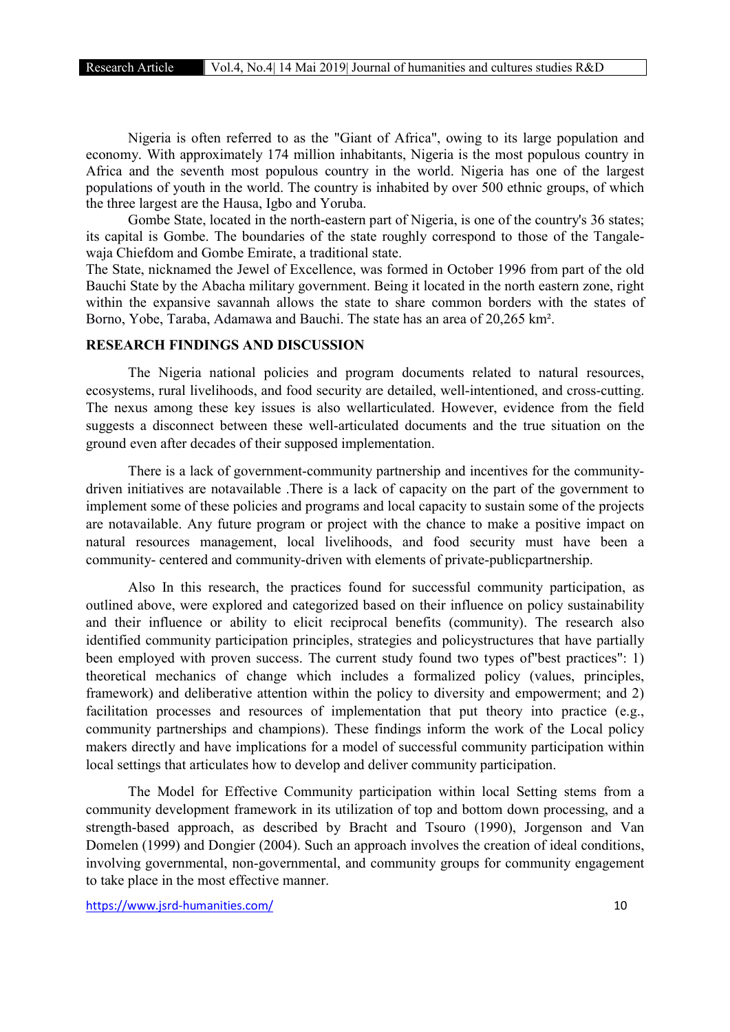Nigeria is often referred to as the "Giant of Africa", owing to its large population and economy. With approximately 174 million inhabitants, Nigeria is the most populous country in Africa and the seventh most populous country in the world. Nigeria has one of the largest populations of youth in the world. The country is inhabited by over 500 ethnic groups, of which the three largest are the Hausa, Igbo and Yoruba.

Gombe State, located in the north-eastern part of Nigeria, is one of the country's 36 states; its capital is Gombe. The boundaries of the state roughly correspond to those of the Tangale-waja Chiefdom and Gombe Emirate, a traditional state.

The State, nicknamed the Jewel of Excellence, was formed in October 1996 from part of the old Bauchi State by the Abacha military government. Being it located in the north eastern zone, right within the expansive savannah allows the state to share common borders with the states of Borno, Yobe, Taraba, Adamawa and Bauchi. The state has an area of 20,265 km².

## RESEARCH FINDINGS AND DISCUSSION

The Nigeria national policies and program documents related to natural resources, ecosystems, rural livelihoods, and food security are detailed, well-intentioned, and cross-cutting. The nexus among these key issues is also wellarticulated. However, evidence from the field suggests a disconnect between these well-articulated documents and the true situation on the ground even after decades of their supposed implementation.

There is a lack of government-community partnership and incentives for the community-driven initiatives are notavailable .There is a lack of capacity on the part of the government to implement some of these policies and programs and local capacity to sustain some of the projects are notavailable. Any future program or project with the chance to make a positive impact on natural resources management, local livelihoods, and food security must have been a community- centered and community-driven with elements of private-publicpartnership.

Also In this research, the practices found for successful community participation, as outlined above, were explored and categorized based on their influence on policy sustainability and their influence or ability to elicit reciprocal benefits (community). The research also identified community participation principles, strategies and policystructures that have partially been employed with proven success. The current study found two types of"best practices": 1) theoretical mechanics of change which includes a formalized policy (values, principles, framework) and deliberative attention within the policy to diversity and empowerment; and 2) facilitation processes and resources of implementation that put theory into practice (e.g., community partnerships and champions). These findings inform the work of the Local policy makers directly and have implications for a model of successful community participation within local settings that articulates how to develop and deliver community participation.

The Model for Effective Community participation within local Setting stems from a community development framework in its utilization of top and bottom down processing, and a strength-based approach, as described by Bracht and Tsouro (1990), Jorgenson and Van Domelen (1999) and Dongier (2004). Such an approach involves the creation of ideal conditions, involving governmental, non-governmental, and community groups for community engagement to take place in the most effective manner.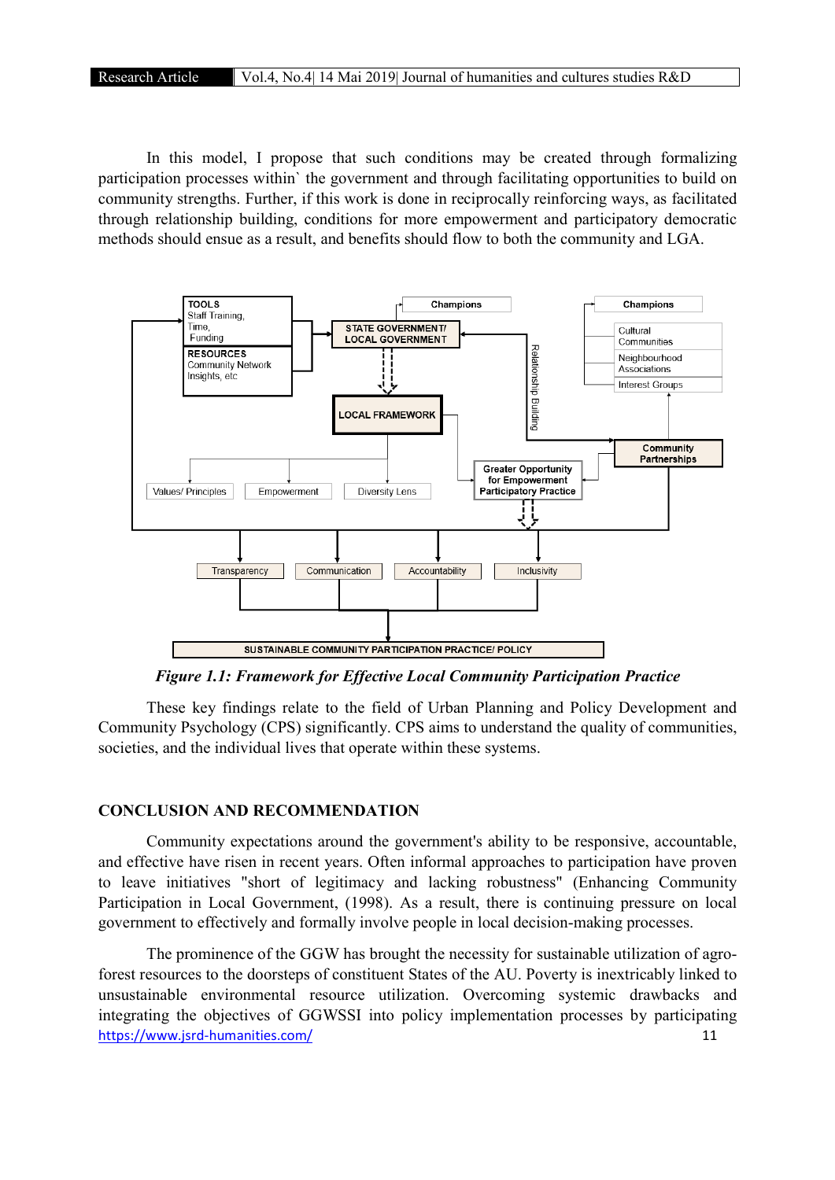In this model, I propose that such conditions may be created through formalizing participation processes within` the government and through facilitating opportunities to build on community strengths. Further, if this work is done in reciprocally reinforcing ways, as facilitated through relationship building, conditions for more empowerment and participatory democratic methods should ensue as a result, and benefits should flow to both the community and LGA.

*Figure 1.1: Framework for Effective Local Community Participation Practice*

These key findings relate to the field of Urban Planning and Policy Development and Community Psychology (CPS) significantly. CPS aims to understand the quality of communities, societies, and the individual lives that operate within these systems.

## CONCLUSION AND RECOMMENDATION

Community expectations around the government's ability to be responsive, accountable, and effective have risen in recent years. Often informal approaches to participation have proven to leave initiatives "short of legitimacy and lacking robustness" (Enhancing Community Participation in Local Government, (1998). As a result, there is continuing pressure on local government to effectively and formally involve people in local decision-making processes.

The prominence of the GGW has brought the necessity for sustainable utilization of agro-forest resources to the doorsteps of constituent States of the AU. Poverty is inextricably linked to unsustainable environmental resource utilization. Overcoming systemic drawbacks and integrating the objectives of GGWSSI into policy implementation processes by participating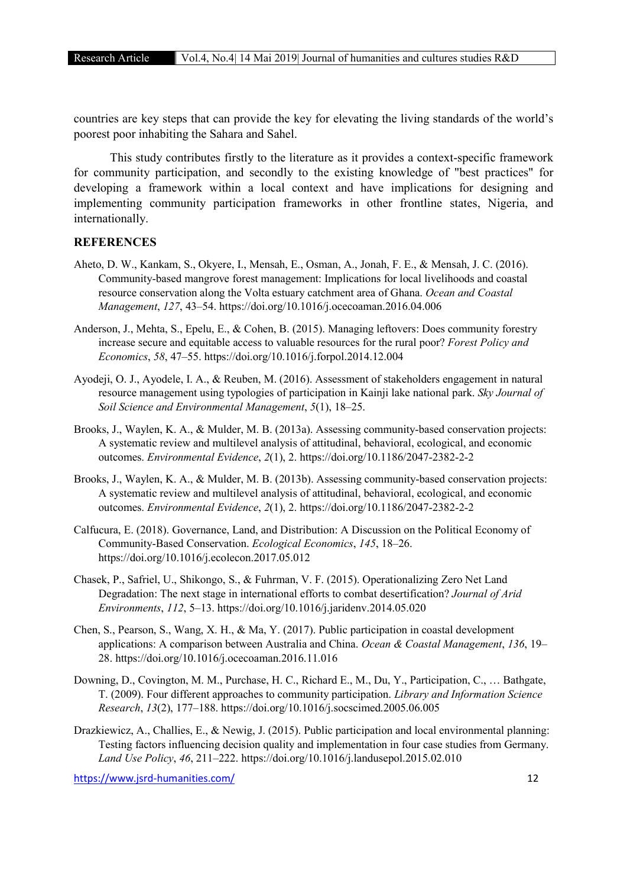countries are key steps that can provide the key for elevating the living standards of the world's poorest poor inhabiting the Sahara and Sahel.

This study contributes firstly to the literature as it provides a context-specific framework for community participation, and secondly to the existing knowledge of "best practices" for developing a framework within a local context and have implications for designing and implementing community participation frameworks in other frontline states, Nigeria, and internationally.

## REFERENCES

Aheto, D. W., Kankam, S., Okyere, I., Mensah, E., Osman, A., Jonah, F. E., & Mensah, J. C. (2016). Community-based mangrove forest management: Implications for local livelihoods and coastal resource conservation along the Volta estuary catchment area of Ghana. *Ocean and Coastal Management*, *127*, 43–54. https://doi.org/10.1016/j.ocecoaman.2016.04.006

Anderson, J., Mehta, S., Epelu, E., & Cohen, B. (2015). Managing leftovers: Does community forestry increase secure and equitable access to valuable resources for the rural poor? *Forest Policy and Economics*, *58*, 47–55. https://doi.org/10.1016/j.forpol.2014.12.004

Ayodeji, O. J., Ayodele, I. A., & Reuben, M. (2016). Assessment of stakeholders engagement in natural resource management using typologies of participation in Kainji lake national park. *Sky Journal of Soil Science and Environmental Management*, *5*(1), 18–25.

Brooks, J., Waylen, K. A., & Mulder, M. B. (2013a). Assessing community-based conservation projects: A systematic review and multilevel analysis of attitudinal, behavioral, ecological, and economic outcomes. *Environmental Evidence*, *2*(1), 2. https://doi.org/10.1186/2047-2382-2-2

Brooks, J., Waylen, K. A., & Mulder, M. B. (2013b). Assessing community-based conservation projects: A systematic review and multilevel analysis of attitudinal, behavioral, ecological, and economic outcomes. *Environmental Evidence*, *2*(1), 2. https://doi.org/10.1186/2047-2382-2-2

Calfucura, E. (2018). Governance, Land, and Distribution: A Discussion on the Political Economy of Community-Based Conservation. *Ecological Economics*, *145*, 18–26. https://doi.org/10.1016/j.ecolecon.2017.05.012

Chasek, P., Safriel, U., Shikongo, S., & Fuhrman, V. F. (2015). Operationalizing Zero Net Land Degradation: The next stage in international efforts to combat desertification? *Journal of Arid Environments*, *112*, 5–13. https://doi.org/10.1016/j.jaridenv.2014.05.020

Chen, S., Pearson, S., Wang, X. H., & Ma, Y. (2017). Public participation in coastal development applications: A comparison between Australia and China. *Ocean & Coastal Management*, *136*, 19–28. https://doi.org/10.1016/j.ocecoaman.2016.11.016

Downing, D., Covington, M. M., Purchase, H. C., Richard E., M., Du, Y., Participation, C., … Bathgate, T. (2009). Four different approaches to community participation. *Library and Information Science Research*, *13*(2), 177–188. https://doi.org/10.1016/j.socscimed.2005.06.005

Drazkiewicz, A., Challies, E., & Newig, J. (2015). Public participation and local environmental planning: Testing factors influencing decision quality and implementation in four case studies from Germany. *Land Use Policy*, *46*, 211–222. https://doi.org/10.1016/j.landusepol.2015.02.010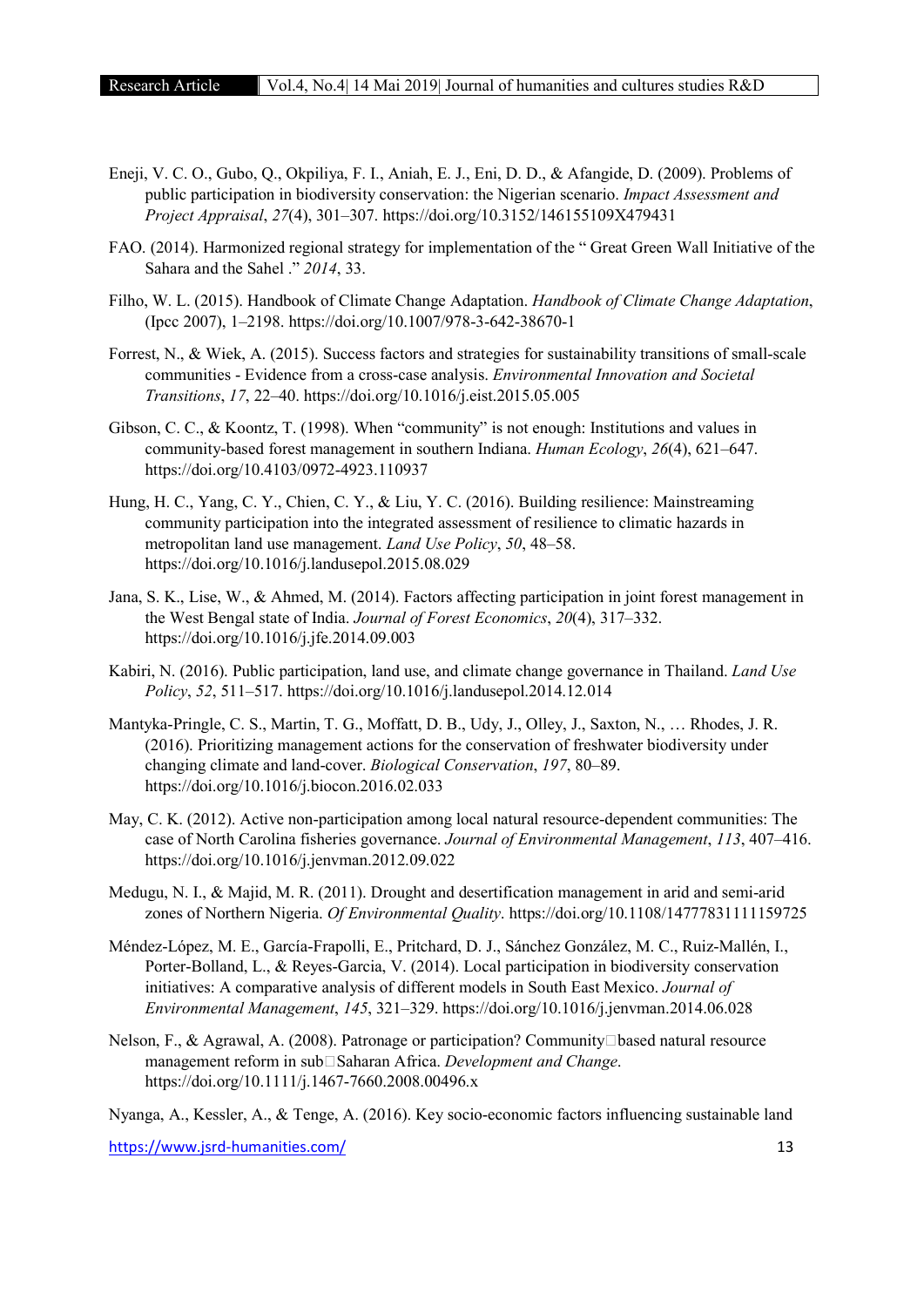Eneji, V. C. O., Gubo, Q., Okpiliya, F. I., Aniah, E. J., Eni, D. D., & Afangide, D. (2009). Problems of public participation in biodiversity conservation: the Nigerian scenario. *Impact Assessment and Project Appraisal*, *27*(4), 301–307. https://doi.org/10.3152/146155109X479431

FAO. (2014). Harmonized regional strategy for implementation of the " Great Green Wall Initiative of the Sahara and the Sahel ." *2014*, 33.

Filho, W. L. (2015). Handbook of Climate Change Adaptation. *Handbook of Climate Change Adaptation*, (Ipcc 2007), 1–2198. https://doi.org/10.1007/978-3-642-38670-1

Forrest, N., & Wiek, A. (2015). Success factors and strategies for sustainability transitions of small-scale communities - Evidence from a cross-case analysis. *Environmental Innovation and Societal Transitions*, *17*, 22–40. https://doi.org/10.1016/j.eist.2015.05.005

Gibson, C. C., & Koontz, T. (1998). When "community" is not enough: Institutions and values in community-based forest management in southern Indiana. *Human Ecology*, *26*(4), 621–647. https://doi.org/10.4103/0972-4923.110937

Hung, H. C., Yang, C. Y., Chien, C. Y., & Liu, Y. C. (2016). Building resilience: Mainstreaming community participation into the integrated assessment of resilience to climatic hazards in metropolitan land use management. *Land Use Policy*, *50*, 48–58. https://doi.org/10.1016/j.landusepol.2015.08.029

Jana, S. K., Lise, W., & Ahmed, M. (2014). Factors affecting participation in joint forest management in the West Bengal state of India. *Journal of Forest Economics*, *20*(4), 317–332. https://doi.org/10.1016/j.jfe.2014.09.003

Kabiri, N. (2016). Public participation, land use, and climate change governance in Thailand. *Land Use Policy*, *52*, 511–517. https://doi.org/10.1016/j.landusepol.2014.12.014

Mantyka-Pringle, C. S., Martin, T. G., Moffatt, D. B., Udy, J., Olley, J., Saxton, N., … Rhodes, J. R. (2016). Prioritizing management actions for the conservation of freshwater biodiversity under changing climate and land-cover. *Biological Conservation*, *197*, 80–89. https://doi.org/10.1016/j.biocon.2016.02.033

May, C. K. (2012). Active non-participation among local natural resource-dependent communities: The case of North Carolina fisheries governance. *Journal of Environmental Management*, *113*, 407–416. https://doi.org/10.1016/j.jenvman.2012.09.022

Medugu, N. I., & Majid, M. R. (2011). Drought and desertification management in arid and semi-arid zones of Northern Nigeria. *Of Environmental Quality*. https://doi.org/10.1108/14777831111159725

Méndez-López, M. E., García-Frapolli, E., Pritchard, D. J., Sánchez González, M. C., Ruiz-Mallén, I., Porter-Bolland, L., & Reyes-Garcia, V. (2014). Local participation in biodiversity conservation initiatives: A comparative analysis of different models in South East Mexico. *Journal of Environmental Management*, *145*, 321–329. https://doi.org/10.1016/j.jenvman.2014.06.028

Nelson, F., & Agrawal, A. (2008). Patronage or participation? Community□based natural resource management reform in sub□Saharan Africa. *Development and Change*. https://doi.org/10.1111/j.1467-7660.2008.00496.x

Nyanga, A., Kessler, A., & Tenge, A. (2016). Key socio-economic factors influencing sustainable land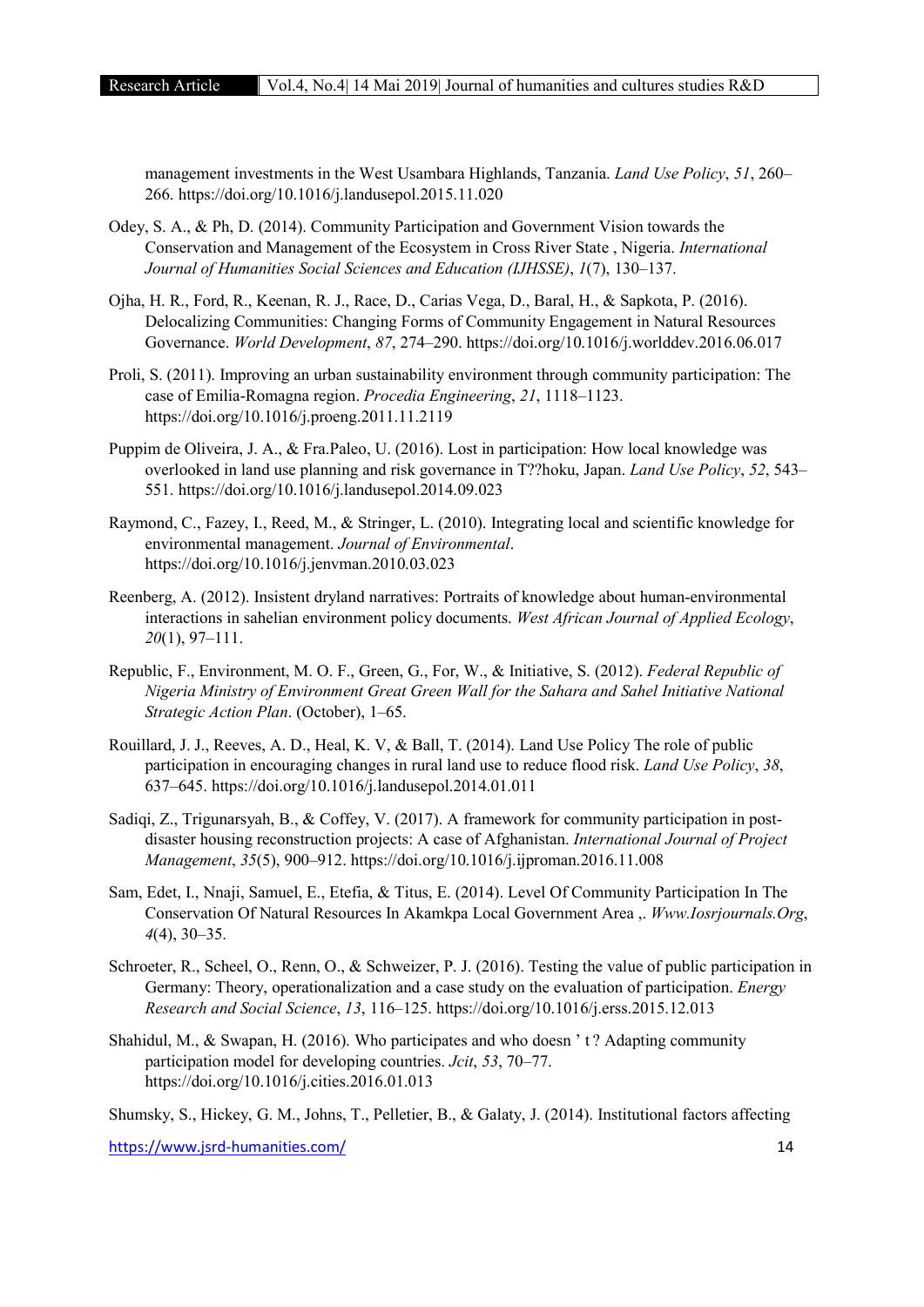management investments in the West Usambara Highlands, Tanzania. *Land Use Policy*, *51*, 260–266. https://doi.org/10.1016/j.landusepol.2015.11.020

Odey, S. A., & Ph, D. (2014). Community Participation and Government Vision towards the Conservation and Management of the Ecosystem in Cross River State , Nigeria. *International Journal of Humanities Social Sciences and Education (IJHSSE)*, *1*(7), 130–137.

Ojha, H. R., Ford, R., Keenan, R. J., Race, D., Carias Vega, D., Baral, H., & Sapkota, P. (2016). Delocalizing Communities: Changing Forms of Community Engagement in Natural Resources Governance. *World Development*, *87*, 274–290. https://doi.org/10.1016/j.worlddev.2016.06.017

Proli, S. (2011). Improving an urban sustainability environment through community participation: The case of Emilia-Romagna region. *Procedia Engineering*, *21*, 1118–1123. https://doi.org/10.1016/j.proeng.2011.11.2119

Puppim de Oliveira, J. A., & Fra.Paleo, U. (2016). Lost in participation: How local knowledge was overlooked in land use planning and risk governance in T??hoku, Japan. *Land Use Policy*, *52*, 543–551. https://doi.org/10.1016/j.landusepol.2014.09.023

Raymond, C., Fazey, I., Reed, M., & Stringer, L. (2010). Integrating local and scientific knowledge for environmental management. *Journal of Environmental*. https://doi.org/10.1016/j.jenvman.2010.03.023

Reenberg, A. (2012). Insistent dryland narratives: Portraits of knowledge about human-environmental interactions in sahelian environment policy documents. *West African Journal of Applied Ecology*, *20*(1), 97–111.

Republic, F., Environment, M. O. F., Green, G., For, W., & Initiative, S. (2012). *Federal Republic of Nigeria Ministry of Environment Great Green Wall for the Sahara and Sahel Initiative National Strategic Action Plan*. (October), 1–65.

Rouillard, J. J., Reeves, A. D., Heal, K. V, & Ball, T. (2014). Land Use Policy The role of public participation in encouraging changes in rural land use to reduce flood risk. *Land Use Policy*, *38*, 637–645. https://doi.org/10.1016/j.landusepol.2014.01.011

Sadiqi, Z., Trigunarsyah, B., & Coffey, V. (2017). A framework for community participation in post-disaster housing reconstruction projects: A case of Afghanistan. *International Journal of Project Management*, *35*(5), 900–912. https://doi.org/10.1016/j.ijproman.2016.11.008

Sam, Edet, I., Nnaji, Samuel, E., Etefia, & Titus, E. (2014). Level Of Community Participation In The Conservation Of Natural Resources In Akamkpa Local Government Area ,. *Www.Iosrjournals.Org*, *4*(4), 30–35.

Schroeter, R., Scheel, O., Renn, O., & Schweizer, P. J. (2016). Testing the value of public participation in Germany: Theory, operationalization and a case study on the evaluation of participation. *Energy Research and Social Science*, *13*, 116–125. https://doi.org/10.1016/j.erss.2015.12.013

Shahidul, M., & Swapan, H. (2016). Who participates and who doesn ' t ? Adapting community participation model for developing countries. *Jcit*, *53*, 70–77. https://doi.org/10.1016/j.cities.2016.01.013

Shumsky, S., Hickey, G. M., Johns, T., Pelletier, B., & Galaty, J. (2014). Institutional factors affecting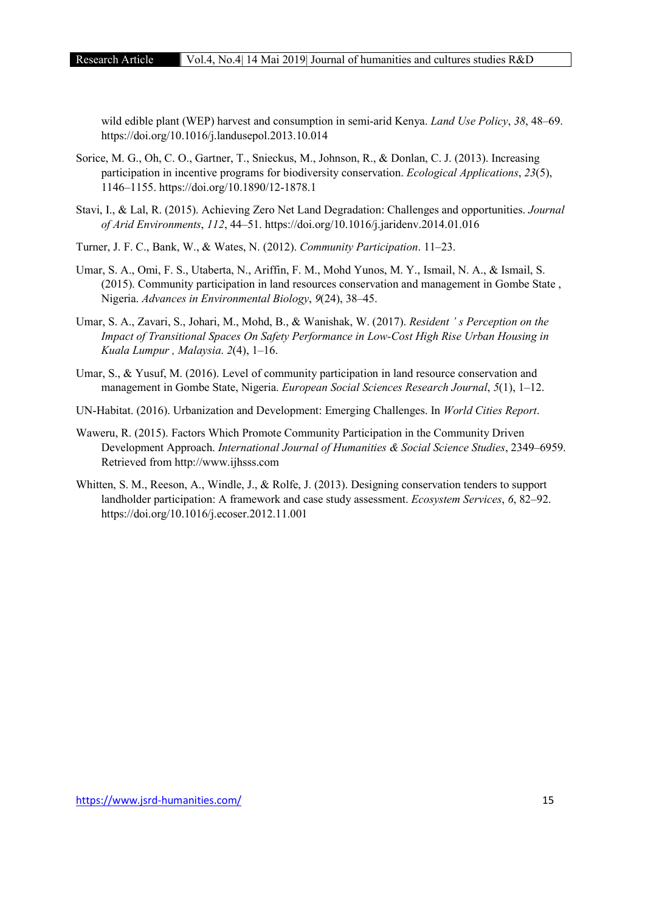wild edible plant (WEP) harvest and consumption in semi-arid Kenya. *Land Use Policy*, *38*, 48–69. https://doi.org/10.1016/j.landusepol.2013.10.014

Sorice, M. G., Oh, C. O., Gartner, T., Snieckus, M., Johnson, R., & Donlan, C. J. (2013). Increasing participation in incentive programs for biodiversity conservation. *Ecological Applications*, *23*(5), 1146–1155. https://doi.org/10.1890/12-1878.1

Stavi, I., & Lal, R. (2015). Achieving Zero Net Land Degradation: Challenges and opportunities. *Journal of Arid Environments*, *112*, 44–51. https://doi.org/10.1016/j.jaridenv.2014.01.016

Turner, J. F. C., Bank, W., & Wates, N. (2012). *Community Participation*. 11–23.

Umar, S. A., Omi, F. S., Utaberta, N., Ariffin, F. M., Mohd Yunos, M. Y., Ismail, N. A., & Ismail, S. (2015). Community participation in land resources conservation and management in Gombe State , Nigeria. *Advances in Environmental Biology*, *9*(24), 38–45.

Umar, S. A., Zavari, S., Johari, M., Mohd, B., & Wanishak, W. (2017). *Resident ' s Perception on the Impact of Transitional Spaces On Safety Performance in Low-Cost High Rise Urban Housing in Kuala Lumpur , Malaysia*. *2*(4), 1–16.

Umar, S., & Yusuf, M. (2016). Level of community participation in land resource conservation and management in Gombe State, Nigeria. *European Social Sciences Research Journal*, *5*(1), 1–12.

UN-Habitat. (2016). Urbanization and Development: Emerging Challenges. In *World Cities Report*.

Waweru, R. (2015). Factors Which Promote Community Participation in the Community Driven Development Approach. *International Journal of Humanities & Social Science Studies*, 2349–6959. Retrieved from http://www.ijhsss.com

Whitten, S. M., Reeson, A., Windle, J., & Rolfe, J. (2013). Designing conservation tenders to support landholder participation: A framework and case study assessment. *Ecosystem Services*, *6*, 82–92. https://doi.org/10.1016/j.ecoser.2012.11.001